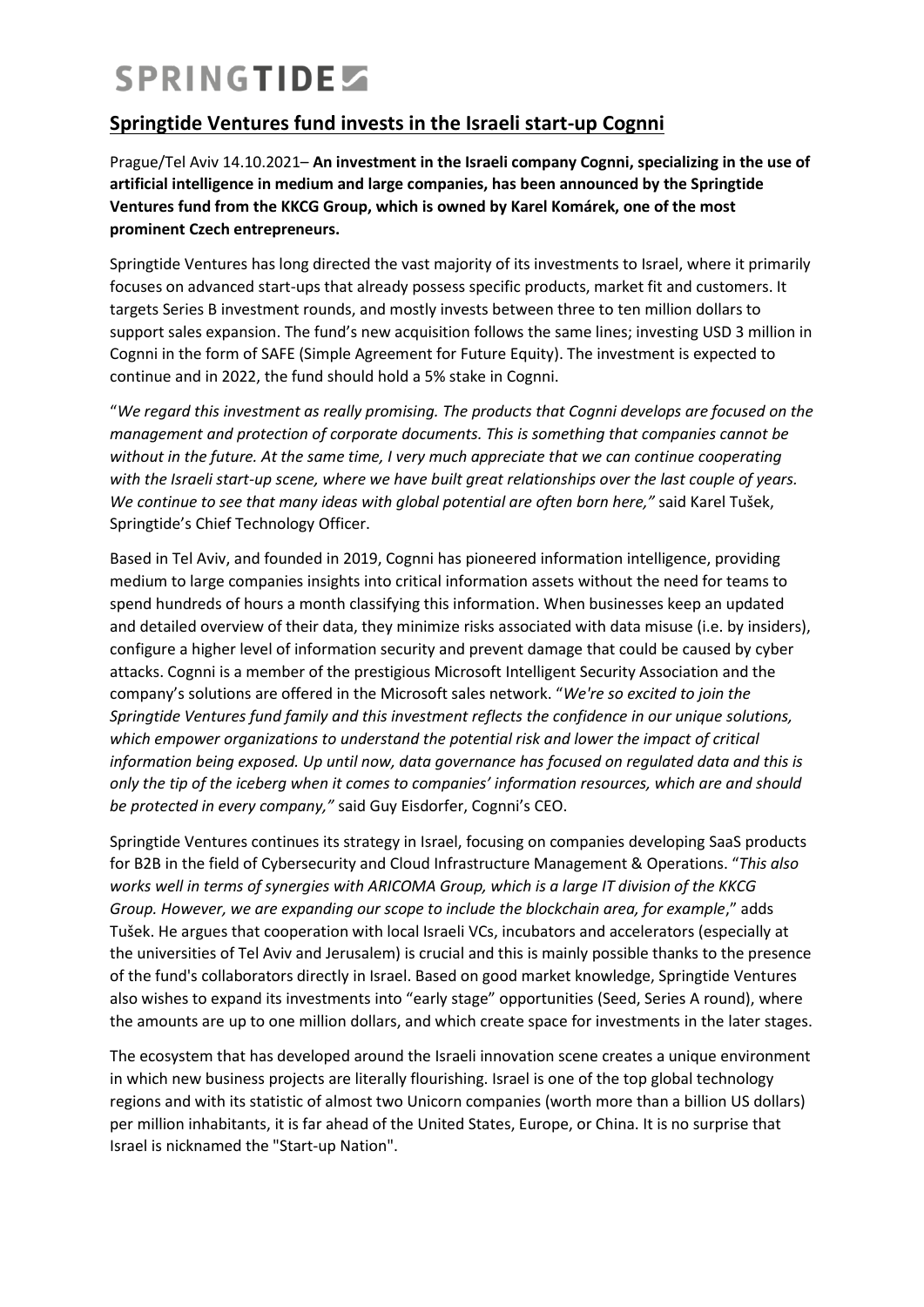# SPRINGTIDE

## Springtide Ventures fund invests in the Israeli start-up Cognni

Prague/Tel Aviv 14.10.2021– **An investment in the Israeli company Cognni, specializing in the use of artificial intelligence in medium and large companies, has been announced by the Springtide Ventures fund from the KKCG Group, which is owned by Karel Komárek, one of the most prominent Czech entrepreneurs.**

Springtide Ventures has long directed the vast majority of its investments to Israel, where it primarily focuses on advanced start-ups that already possess specific products, market fit and customers. It targets Series B investment rounds, and mostly invests between three to ten million dollars to support sales expansion. The fund's new acquisition follows the same lines; investing USD 3 million in Cognni in the form of SAFE (Simple Agreement for Future Equity). The investment is expected to continue and in 2022, the fund should hold a 5% stake in Cognni.

"*We regard this investment as really promising. The products that Cognni develops are focused on the management and protection of corporate documents. This is something that companies cannot be without in the future. At the same time, I very much appreciate that we can continue cooperating with the Israeli start-up scene, where we have built great relationships over the last couple of years. We continue to see that many ideas with global potential are often born here,"* said Karel Tušek, Springtide's Chief Technology Officer.

Based in Tel Aviv, and founded in 2019, Cognni has pioneered information intelligence, providing medium to large companies insights into critical information assets without the need for teams to spend hundreds of hours a month classifying this information. When businesses keep an updated and detailed overview of their data, they minimize risks associated with data misuse (i.e. by insiders), configure a higher level of information security and prevent damage that could be caused by cyber attacks. Cognni is a member of the prestigious Microsoft Intelligent Security Association and the company's solutions are offered in the Microsoft sales network. "*We're so excited to join the Springtide Ventures fund family and this investment reflects the confidence in our unique solutions, which empower organizations to understand the potential risk and lower the impact of critical information being exposed. Up until now, data governance has focused on regulated data and this is only the tip of the iceberg when it comes to companies' information resources, which are and should be protected in every company,"* said Guy Eisdorfer, Cognni's CEO.

Springtide Ventures continues its strategy in Israel, focusing on companies developing SaaS products for B2B in the field of Cybersecurity and Cloud Infrastructure Management & Operations. "*This also works well in terms of synergies with ARICOMA Group, which is a large IT division of the KKCG Group. However, we are expanding our scope to include the blockchain area, for example*," adds Tušek. He argues that cooperation with local Israeli VCs, incubators and accelerators (especially at the universities of Tel Aviv and Jerusalem) is crucial and this is mainly possible thanks to the presence of the fund's collaborators directly in Israel. Based on good market knowledge, Springtide Ventures also wishes to expand its investments into "early stage" opportunities (Seed, Series A round), where the amounts are up to one million dollars, and which create space for investments in the later stages.

The ecosystem that has developed around the Israeli innovation scene creates a unique environment in which new business projects are literally flourishing. Israel is one of the top global technology regions and with its statistic of almost two Unicorn companies (worth more than a billion US dollars) per million inhabitants, it is far ahead of the United States, Europe, or China. It is no surprise that Israel is nicknamed the "Start-up Nation".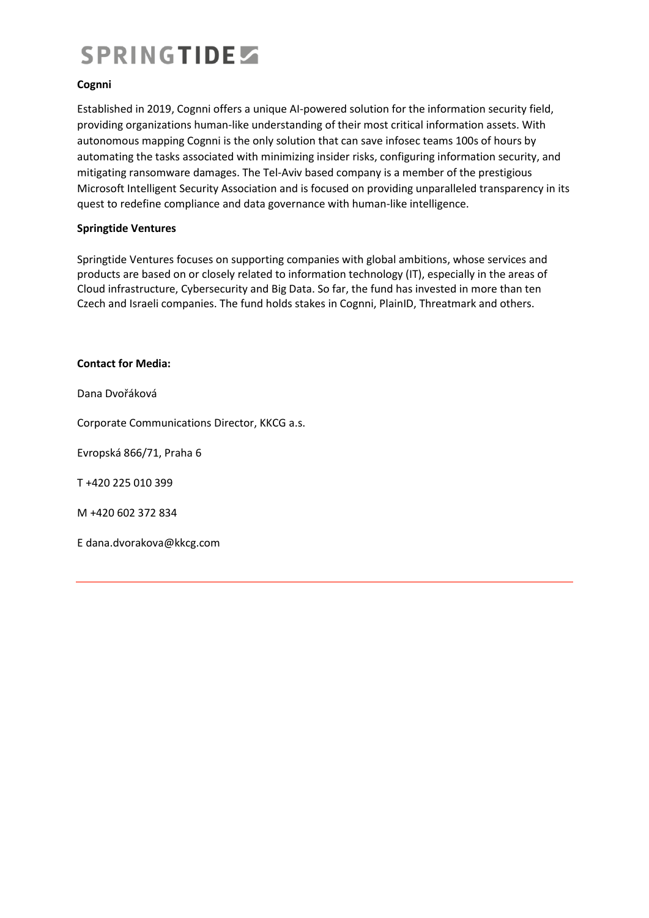**Cognni**

Established in 2019, Cognni offers a unique AI-powered solution for the information security field, providing organizations human-like understanding of their most critical information assets. With autonomous mapping Cognni is the only solution that can save infosec teams 100s of hours by automating the tasks associated with minimizing insider risks, configuring information security, and mitigating ransomware damages. The Tel-Aviv based company is a member of the prestigious Microsoft Intelligent Security Association and is focused on providing unparalleled transparency in its quest to redefine compliance and data governance with human-like intelligence.

**Springtide Ventures**

Springtide Ventures focuses on supporting companies with global ambitions, whose services and products are based on or closely related to information technology (IT), especially in the areas of Cloud infrastructure, Cybersecurity and Big Data. So far, the fund has invested in more than ten Czech and Israeli companies. The fund holds stakes in Cognni, PlainID, Threatmark and others.

**Contact for Media:**

Dana Dvořáková

Corporate Communications Director, KKCG a.s.

Evropská 866/71, Praha 6

T +420 225 010 399

M +420 602 372 834

E dana.dvorakova@kkcg.com